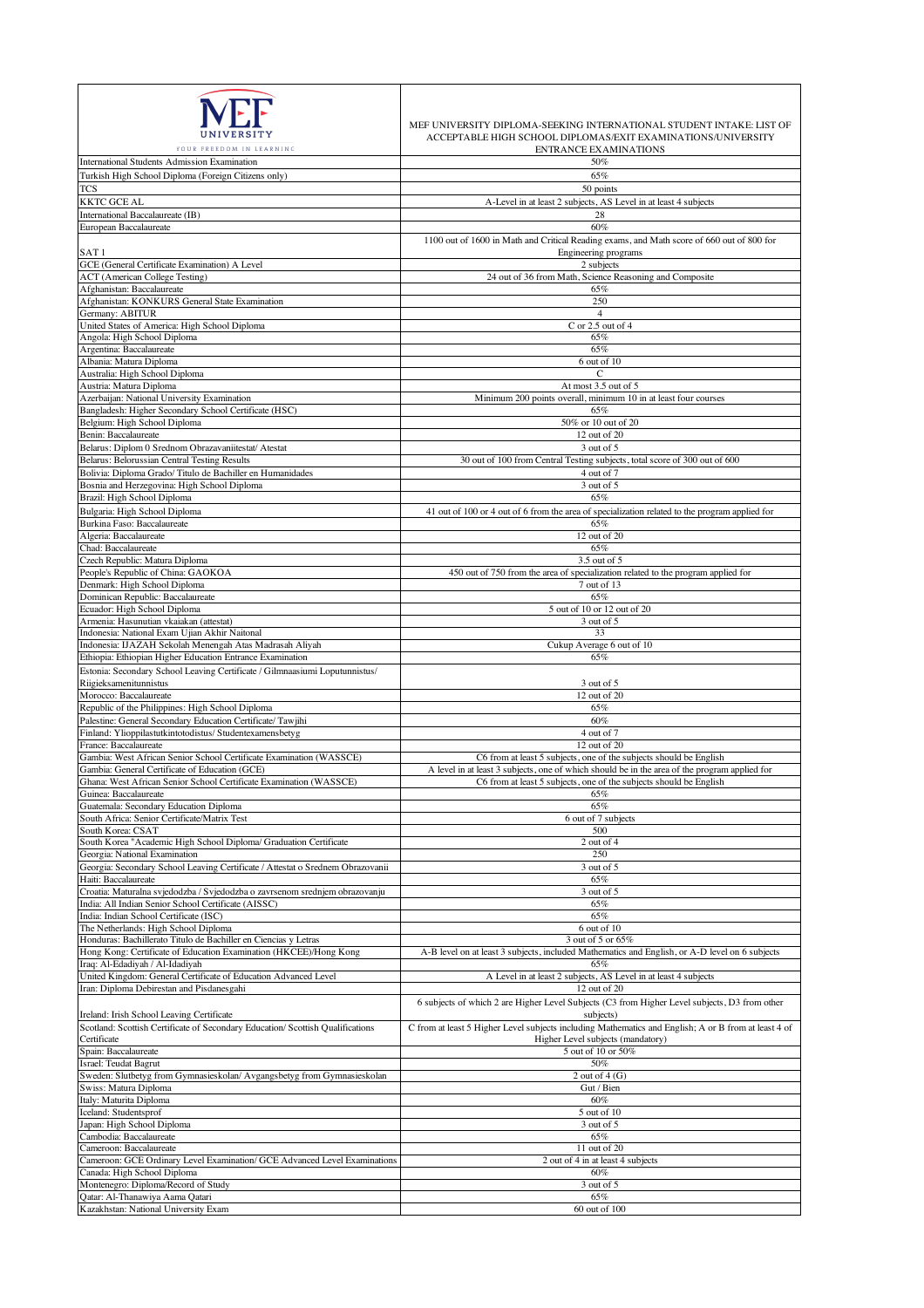| MEF UNIVERSITY FOUR FREEDOM IN LEARNING | MEF UNIVERSITY DIPLOMA-SEEKING INTERNATIONAL STUDENT INTAKE: LIST OF ACCEPTABLE HIGH SCHOOL DIPLOMAS/EXIT EXAMINATIONS/UNIVERSITY ENTRANCE EXAMINATIONS |
|---|---|
| International Students Admission Examination | 50% |
| Turkish High School Diploma (Foreign Citizens only) | 65% |
| TCS | 50 points |
| KKTC GCE AL | A-Level in at least 2 subjects, AS Level in at least 4 subjects |
| International Baccalaureate (IB) | 28 |
| European Baccalaureate | 60% |
| SAT 1 | 1100 out of 1600 in Math and Critical Reading exams, and Math score of 660 out of 800 for Engineering programs |
| GCE (General Certificate Examination) A Level | 2 subjects |
| ACT (American College Testing) | 24 out of 36 from Math, Science Reasoning and Composite |
| Afghanistan: Baccalaureate | 65% |
| Afghanistan: KONKURS General State Examination | 250 |
| Germany: ABITUR | 4 |
| United States of America: High School Diploma | C or 2.5 out of 4 |
| Angola: High School Diploma | 65% |
| Argentina: Baccalaureate | 65% |
| Albania: Matura Diploma | 6 out of 10 |
| Australia: High School Diploma | C |
| Austria: Matura Diploma | At most 3.5 out of 5 |
| Azerbaijan: National University Examination | Minimum 200 points overall, minimum 10 in at least four courses |
| Bangladesh: Higher Secondary School Certificate (HSC) | 65% |
| Belgium: High School Diploma | 50% or 10 out of 20 |
| Benin: Baccalaureate | 12 out of 20 |
| Belarus: Diplom 0 Srednom Obrazovaniitestat/ Atestat | 3 out of 5 |
| Belarus: Belorussian Central Testing Results | 30 out of 100 from Central Testing subjects, total score of 300 out of 600 |
| Bolivia: Diploma Grado/ Titulo de Bachiller en Humanidades | 4 out of 7 |
| Bosnia and Herzegovina: High School Diploma | 3 out of 5 |
| Brazil: High School Diploma | 65% |
| Bulgaria: High School Diploma | 41 out of 100 or 4 out of 6 from the area of specialization related to the program applied for |
| Burkina Faso: Baccalaureate | 65% |
| Algeria: Baccalaureate | 12 out of 20 |
| Chad: Baccalaureate | 65% |
| Czech Republic: Matura Diploma | 3.5 out of 5 |
| People's Republic of China: GAOKOA | 450 out of 750 from the area of specialization related to the program applied for |
| Denmark: High School Diploma | 7 out of 13 |
| Dominican Republic: Baccalaureate | 65% |
| Ecuador: High School Diploma | 5 out of 10 or 12 out of 20 |
| Armenia: Hasunutian vkaiakan (attestat) | 3 out of 5 |
| Indonesia: National Exam Ujian Akhir Naitonal | 33 |
| Indonesia: IJAZAH Sekolah Menengah Atas Madrasah Aliyah | Cukup Average 6 out of 10 |
| Ethiopia: Ethiopian Higher Education Entrance Examination | 65% |
| Estonia: Secondary School Leaving Certificate / Gilmnaasiumi Loputunnistus/ Riigieksamenitunnistus | 3 out of 5 |
| Morocco: Baccalaureate | 12 out of 20 |
| Republic of the Philippines: High School Diploma | 65% |
| Palestine: General Secondary Education Certificate/ Tawjihi | 60% |
| Finland: Ylioppilastutkintotodistus/ Studentexamensbetyg | 4 out of 7 |
| France: Baccalaureate | 12 out of 20 |
| Gambia: West African Senior School Certificate Examination (WASSCE) | C6 from at least 5 subjects, one of the subjects should be English |
| Gambia: General Certificate of Education (GCE) | A level in at least 3 subjects, one of which should be in the area of the program applied for |
| Ghana: West African Senior School Certificate Examination (WASSCE) | C6 from at least 5 subjects, one of the subjects should be English |
| Guinea: Baccalaureate | 65% |
| Guatemala: Secondary Education Diploma | 65% |
| South Africa: Senior Certificate/Matrix Test | 6 out of 7 subjects |
| South Korea: CSAT | 500 |
| South Korea "Academic High School Diploma/ Graduation Certificate | 2 out of 4 |
| Georgia: National Examination | 250 |
| Georgia: Secondary School Leaving Certificate / Attestat o Srednem Obrazovanii | 3 out of 5 |
| Haiti: Baccalaureate | 65% |
| Croatia: Maturalna svjedodzba / Svjedodzba o zavrsenom srednjem obrazovanju | 3 out of 5 |
| India: All Indian Senior School Certificate (AISSC) | 65% |
| India: Indian School Certificate (ISC) | 65% |
| The Netherlands: High School Diploma | 6 out of 10 |
| Honduras: Bachillerato Titulo de Bachiller en Ciencias y Letras | 3 out of 5 or 65% |
| Hong Kong: Certificate of Education Examination (HKCEE)/Hong Kong | A-B level on at least 3 subjects, included Mathematics and English, or A-D level on 6 subjects |
| Iraq: Al-Edadiyah / Al-Idadiyah | 65% |
| United Kingdom: General Certificate of Education Advanced Level | A Level in at least 2 subjects, AS Level in at least 4 subjects |
| Iran: Diploma Debirestan and Pisdanesgahi | 12 out of 20 |
| Ireland: Irish School Leaving Certificate | 6 subjects of which 2 are Higher Level Subjects (C3 from Higher Level subjects, D3 from other subjects) |
| Scotland: Scottish Certificate of Secondary Education/ Scottish Qualifications Certificate | C from at least 5 Higher Level subjects including Mathematics and English; A or B from at least 4 of Higher Level subjects (mandatory) |
| Spain: Baccalaureate | 5 out of 10 or 50% |
| Israel: Teudat Bagrut | 50% |
| Sweden: Slutbetyg from Gymnasieskolan/ Avgangsbetyg from Gymnasieskolan | 2 out of 4 (G) |
| Swiss: Matura Diploma | Gut / Bien |
| Italy: Maturita Diploma | 60% |
| Iceland: Studentsprof | 5 out of 10 |
| Japan: High School Diploma | 3 out of 5 |
| Cambodia: Baccalaureate | 65% |
| Cameroon: Baccalaureate | 11 out of 20 |
| Cameroon: GCE Ordinary Level Examination/ GCE Advanced Level Examinations | 2 out of 4 in at least 4 subjects |
| Canada: High School Diploma | 60% |
| Montenegro: Diploma/Record of Study | 3 out of 5 |
| Qatar: Al-Thanawiya Aama Qatari | 65% |
| Kazakhstan: National University Exam | 60 out of 100 |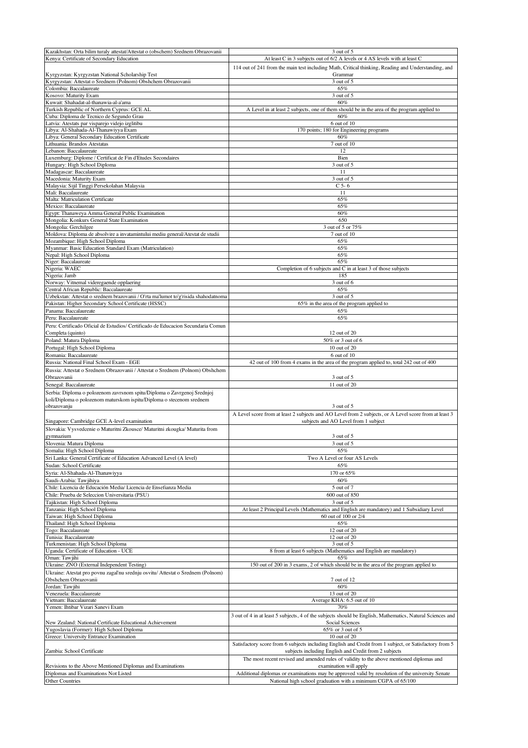| | |
|---|---|
| Kazakhstan: Orta bilim turaly attestat/Attestat o (obschem) Srednem Obrazovanii | 3 out of 5 |
| Kenya: Certificate of Secondary Education | At least C in 3 subjects out of 6/2 A levels or 4 AS levels with at least C |
| Kyrgyzstan: Kyrgyzstan National Scholarship Test | 114 out of 241 from the main test including Math, Critical thinking, Reading and Understanding, and Grammar |
| Kyrgyzstan: Attestat o Srednem (Polnom) Obshchem Obrazovanii | 3 out of 5 |
| Colombia: Baccalaureate | 65% |
| Kosovo: Maturity Exam | 3 out of 5 |
| Kuwait: Shahadat-al-thanawia-al-a'ama | 60% |
| Turkish Republic of Northern Cyprus: GCE AL | A Level in at least 2 subjects, one of them should be in the area of the program applied to |
| Cuba: Diploma de Tecnico de Segundo Grau | 60% |
| Latvia: Atestats par visparejo videjo izglitibu | 6 out of 10 |
| Libya: Al-Shahada-Al-Thanawiyya Exam | 170 points; 180 for Engineering programs |
| Libya: General Secondary Education Certificate | 60% |
| Lithuania: Brandos Atestatas | 7 out of 10 |
| Lebanon: Baccalaureate | 12 |
| Luxemburg: Diplome / Certificat de Fin d'Etudes Secondaires | Bien |
| Hungary: High School Diploma | 3 out of 5 |
| Madagascar: Baccalaureate | 11 |
| Macedonia: Maturity Exam | 3 out of 5 |
| Malaysia: Sijil Tinggi Persekolahan Malaysia | C 5- 6 |
| Mali: Baccalaureate | 11 |
| Malta: Matriculation Certificate | 65% |
| Mexico: Baccalaureate | 65% |
| Egypt: Thanaweya Amma General Public Examination | 60% |
| Mongolia: Konkurs General State Examination | 650 |
| Mongolia: Gerchilgee | 3 out of 5 or 75% |
| Moldova: Diploma de absolvire a invatamintului mediu general/Atestat de studii | 7 out of 10 |
| Mozambique: High School Diploma | 65% |
| Myanmar: Basic Education Standard Exam (Matriculation) | 65% |
| Nepal: High School Diploma | 65% |
| Niger: Baccalaureate | 65% |
| Nigeria: WAEC | Completion of 6 subjects and C in at least 3 of those subjects |
| Nigeria: Jamb | 185 |
| Norway: Vitnemal videregaende opplaering | 3 out of 6 |
| Central African Republic: Baccalaureate | 65% |
| Uzbekstan: Attestat o srednem brazovanii / O'rta ma'lumot to'g'risida shahodatnoma | 3 out of 5 |
| Pakistan: Higher Secondary School Certificate (HSSC) | 65% in the area of the program applied to |
| Panama: Baccalaureate | 65% |
| Peru: Baccalaureate | 65% |
| Peru: Certificado Oficial de Estudios/ Certificado de Educacion Secundaria Comun Completa (quinto) | 12 out of 20 |
| Poland: Matura Diploma | 50% or 3 out of 6 |
| Portugal: High School Diploma | 10 out of 20 |
| Romania: Baccalaureate | 6 out of 10 |
| Russia: National Final School Exam - EGE | 42 out of 100 from 4 exams in the area of the program applied to, total 242 out of 400 |
| Russia: Attestat o Srednem Obrazovanii / Attestat o Srednem (Polnom) Obshchem Obrazovanii | 3 out of 5 |
| Senegal: Baccalaureate | 11 out of 20 |
| Serbia: Diploma o polozenom zavrsnom spitu/Diploma o Zavrgenoj Srednjoj koli/Diploma o polozenom maturskom ispitu/Diploma o stecenom srednem obrazovanju | 3 out of 5 |
| Singapore: Cambridge GCE A-level examination | A Level score from at least 2 subjects and AO Level from 2 subjects, or A Level score from at least 3 subjects and AO Level from 1 subject |
| Slovakia: Vysvedcenie o Maturitni Zkousce/ Maturitni zkougka/ Maturita from gymnazium | 3 out of 5 |
| Slovenia: Matura Diploma | 3 out of 5 |
| Somalia: High School Diploma | 65% |
| Sri Lanka: General Certificate of Education Advanced Level (A level) | Two A Level or four AS Levels |
| Sudan: School Certificate | 65% |
| Syria: Al-Shahada-Al-Thanawiyya | 170 or 65% |
| Saudi-Arabia: Tawjihiya | 60% |
| Chile: Licencia de Educación Media/ Licencia de Ensefianza Media | 5 out of 7 |
| Chile: Prueba de Seleccion Universitaria (PSU) | 600 out of 850 |
| Tajikistan: High School Diploma | 3 out of 5 |
| Tanzania: High School Diploma | At least 2 Principal Levels (Mathematics and English are mandatory) and 1 Subsidiary Level |
| Taiwan: High School Diploma | 60 out of 100 or 2/4 |
| Thailand: High School Diploma | 65% |
| Togo: Baccalaureate | 12 out of 20 |
| Tunisia: Baccalaureate | 12 out of 20 |
| Turkmenistan: High School Diploma | 3 out of 5 |
| Uganda: Certificate of Education - UCE | 8 from at least 6 subjects (Mathematics and English are mandatory) |
| Oman: Tawjihi | 65% |
| Ukraine: ZNO (External Independent Testing) | 150 out of 200 in 3 exams, 2 of which should be in the area of the program applied to |
| Ukraine: Atestat pro povnu zagal'nu srednju osvitu/ Attestat o Srednem (Polnom) Obshchem Obrazovanii | 7 out of 12 |
| Jordan: Tawjihi | 60% |
| Venezuela: Baccalaureate | 13 out of 20 |
| Vietnam: Baccalaureate | Average KHA: 6.5 out of 10 |
| Yemen: Ihtibar Vizari Sanevi Exam | 70% |
| New Zealand: National Certificate Educational Achievement | 3 out of 4 in at least 5 subjects, 4 of the subjects should be English, Mathematics, Natural Sciences and Social Sciences |
| Yugoslavia (Former): High School Diploma | 65% or 3 out of 5 |
| Greece: University Entrance Examination | 10 out of 20 |
| Zambia: School Certificate | Satisfactory score from 6 subjects including English and Credit from 1 subject, or Satisfactory from 5 subjects including English and Credit from 2 subjects |
| Revisions to the Above Mentioned Diplomas and Examinations | The most recent revised and amended rules of validity to the above mentioned diplomas and examination will apply |
| Diplomas and Examinations Not Listed | Additional diplomas or examinations may be approved valid by resolution of the university Senate |
| Other Countries | National high school graduation with a minimum CGPA of 65/100 |